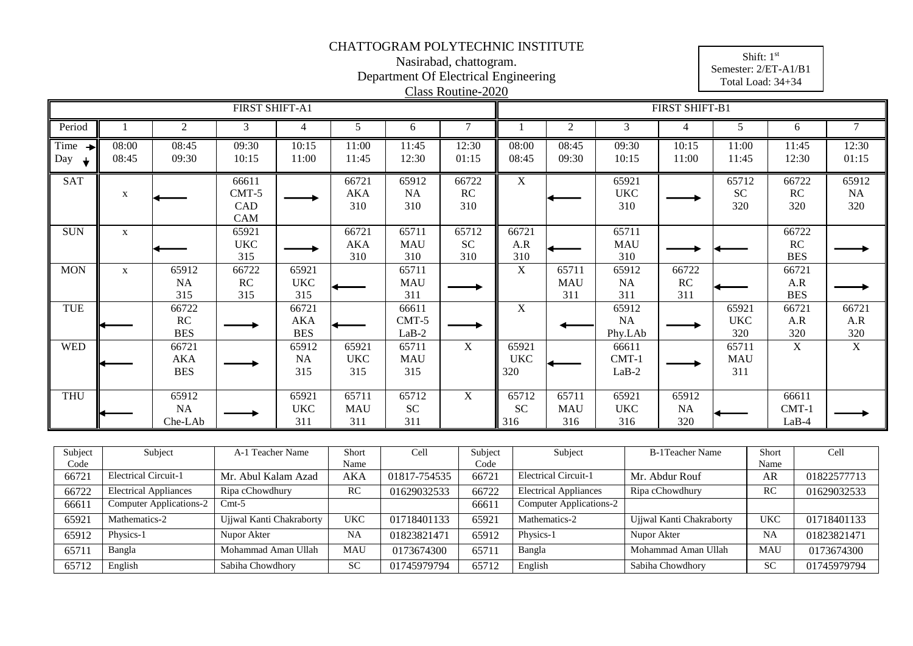# CHATTOGRAM POLYTECHNIC INSTITUTE

Nasirabad, chattogram.

Department Of Electrical Engineering

Class Routine-2020

Shift: 1st
Semester: 2/ET-A1/B1
Total Load: 34+34

| | FIRST SHIFT-A1 | | | | | | | FIRST SHIFT-B1 | | | | | | |
|---|---|---|---|---|---|---|---|---|---|---|---|---|---|---|
| Period | 1 | 2 | 3 | 4 | 5 | 6 | 7 | 1 | 2 | 3 | 4 | 5 | 6 | 7 |
| Time → Day ↓ | 08:00 08:45 | 08:45 09:30 | 09:30 10:15 | 10:15 11:00 | 11:00 11:45 | 11:45 12:30 | 12:30 01:15 | 08:00 08:45 | 08:45 09:30 | 09:30 10:15 | 10:15 11:00 | 11:00 11:45 | 11:45 12:30 | 12:30 01:15 |
| SAT | x | ← | 66611 CMT-5 CAD CAM | → | 66721 AKA 310 | 65912 NA 310 | 66722 RC 310 | X | ← | 65921 UKC 310 | → | 65712 SC 320 | 66722 RC 320 | 65912 NA 320 |
| SUN | x | ← | 65921 UKC 315 | → | 66721 AKA 310 | 65711 MAU 310 | 65712 SC 310 | 66721 A.R 310 | ← | 65711 MAU 310 | → | ← | 66722 RC BES | → |
| MON | x | 65912 NA 315 | 66722 RC 315 | 65921 UKC 315 | ← | 65711 MAU 311 | → | X | 65711 MAU 311 | 65912 NA 311 | 66722 RC 311 | ← | 66721 A.R BES | → |
| TUE | ← | 66722 RC BES | → | 66721 AKA BES | ← | 66611 CMT-5 LaB-2 | → | X | ← | 65912 NA Phy.LAb | → | 65921 UKC 320 | 66721 A.R 320 | 66721 A.R 320 |
| WED | ← | 66721 AKA BES | → | 65912 NA 315 | 65921 UKC 315 | 65711 MAU 315 | X | 65921 UKC 320 | ← | 66611 CMT-1 LaB-2 | → | 65711 MAU 311 | X | X |
| THU | ← | 65912 NA Che-LAb | → | 65921 UKC 311 | 65711 MAU 311 | 65712 SC 311 | X | 65712 SC 316 | 65711 MAU 316 | 65921 UKC 316 | 65912 NA 320 | ← | 66611 CMT-1 LaB-4 | → |

| Subject Code | Subject | A-1 Teacher Name | Short Name | Cell | Subject Code | Subject | B-1Teacher Name | Short Name | Cell |
|---|---|---|---|---|---|---|---|---|---|
| 66721 | Electrical Circuit-1 | Mr. Abul Kalam Azad | AKA | 01817-754535 | 66721 | Electrical Circuit-1 | Mr. Abdur Rouf | AR | 01822577713 |
| 66722 | Electrical Appliances | Ripa cChowdhury | RC | 01629032533 | 66722 | Electrical Appliances | Ripa cChowdhury | RC | 01629032533 |
| 66611 | Computer Applications-2 | Cmt-5 | | | 66611 | Computer Applications-2 | | | |
| 65921 | Mathematics-2 | Ujjwal Kanti Chakraborty | UKC | 01718401133 | 65921 | Mathematics-2 | Ujjwal Kanti Chakraborty | UKC | 01718401133 |
| 65912 | Physics-1 | Nupor Akter | NA | 01823821471 | 65912 | Physics-1 | Nupor Akter | NA | 01823821471 |
| 65711 | Bangla | Mohammad Aman Ullah | MAU | 0173674300 | 65711 | Bangla | Mohammad Aman Ullah | MAU | 0173674300 |
| 65712 | English | Sabiha Chowdhory | SC | 01745979794 | 65712 | English | Sabiha Chowdhory | SC | 01745979794 |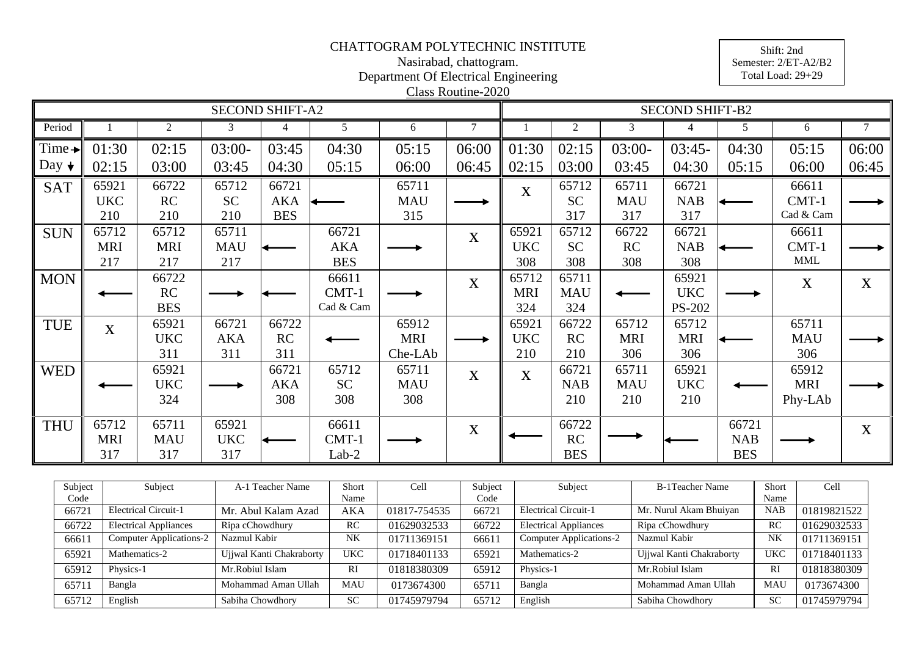CHATTOGRAM POLYTECHNIC INSTITUTE

Nasirabad, chattogram.

Department Of Electrical Engineering

Class Routine-2020

Shift: 2nd
Semester: 2/ET-A2/B2
Total Load: 29+29

| | SECOND SHIFT-A2 | | | | | | | SECOND SHIFT-B2 | | | | | | |
|---|---|---|---|---|---|---|---|---|---|---|---|---|---|---|
| Period | 1 | 2 | 3 | 4 | 5 | 6 | 7 | 1 | 2 | 3 | 4 | 5 | 6 | 7 |
| Time → Day ↓ | 01:30 02:15 | 02:15 03:00 | 03:00- 03:45 | 03:45 04:30 | 04:30 05:15 | 05:15 06:00 | 06:00 06:45 | 01:30 02:15 | 02:15 03:00 | 03:00- 03:45 | 03:45- 04:30 | 04:30 05:15 | 05:15 06:00 | 06:00 06:45 |
| SAT | 65921 UKC 210 | 66722 RC 210 | 65712 SC 210 | 66721 AKA BES | ← | 65711 MAU 315 | → | X | 65712 SC 317 | 65711 MAU 317 | 66721 NAB 317 | ← | 66611 CMT-1 Cad & Cam | → |
| SUN | 65712 MRI 217 | 65712 MRI 217 | 65711 MAU 217 | ← | 66721 AKA BES | → | X | 65921 UKC 308 | 65712 SC 308 | 66722 RC 308 | 66721 NAB 308 | ← | 66611 CMT-1 MML | → |
| MON | ← | 66722 RC BES | → | ← | 66611 CMT-1 Cad & Cam | → | X | 65712 MRI 324 | 65711 MAU 324 | ← | 65921 UKC PS-202 | → | X | X |
| TUE | X | 65921 UKC 311 | 66721 AKA 311 | 66722 RC 311 | ← | 65912 MRI Che-LAb | → | 65921 UKC 210 | 66722 RC 210 | 65712 MRI 306 | 65712 MRI 306 | ← | 65711 MAU 306 | → |
| WED | ← | 65921 UKC 324 | → | 66721 AKA 308 | 65712 SC 308 | 65711 MAU 308 | X | X | 66721 NAB 210 | 65711 MAU 210 | 65921 UKC 210 | ← | 65912 MRI Phy-LAb | → |
| THU | 65712 MRI 317 | 65711 MAU 317 | 65921 UKC 317 | ← | 66611 CMT-1 Lab-2 | → | X | ← | 66722 RC BES | → | ← | 66721 NAB BES | → | X |

| Subject Code | Subject | A-1 Teacher Name | Short Name | Cell | Subject Code | Subject | B-1Teacher Name | Short Name | Cell |
|---|---|---|---|---|---|---|---|---|---|
| 66721 | Electrical Circuit-1 | Mr. Abul Kalam Azad | AKA | 01817-754535 | 66721 | Electrical Circuit-1 | Mr. Nurul Akam Bhuiyan | NAB | 01819821522 |
| 66722 | Electrical Appliances | Ripa cChowdhury | RC | 01629032533 | 66722 | Electrical Appliances | Ripa cChowdhury | RC | 01629032533 |
| 66611 | Computer Applications-2 | Nazmul Kabir | NK | 01711369151 | 66611 | Computer Applications-2 | Nazmul Kabir | NK | 01711369151 |
| 65921 | Mathematics-2 | Ujjwal Kanti Chakraborty | UKC | 01718401133 | 65921 | Mathematics-2 | Ujjwal Kanti Chakraborty | UKC | 01718401133 |
| 65912 | Physics-1 | Mr.Robiul Islam | RI | 01818380309 | 65912 | Physics-1 | Mr.Robiul Islam | RI | 01818380309 |
| 65711 | Bangla | Mohammad Aman Ullah | MAU | 0173674300 | 65711 | Bangla | Mohammad Aman Ullah | MAU | 0173674300 |
| 65712 | English | Sabiha Chowdhory | SC | 01745979794 | 65712 | English | Sabiha Chowdhory | SC | 01745979794 |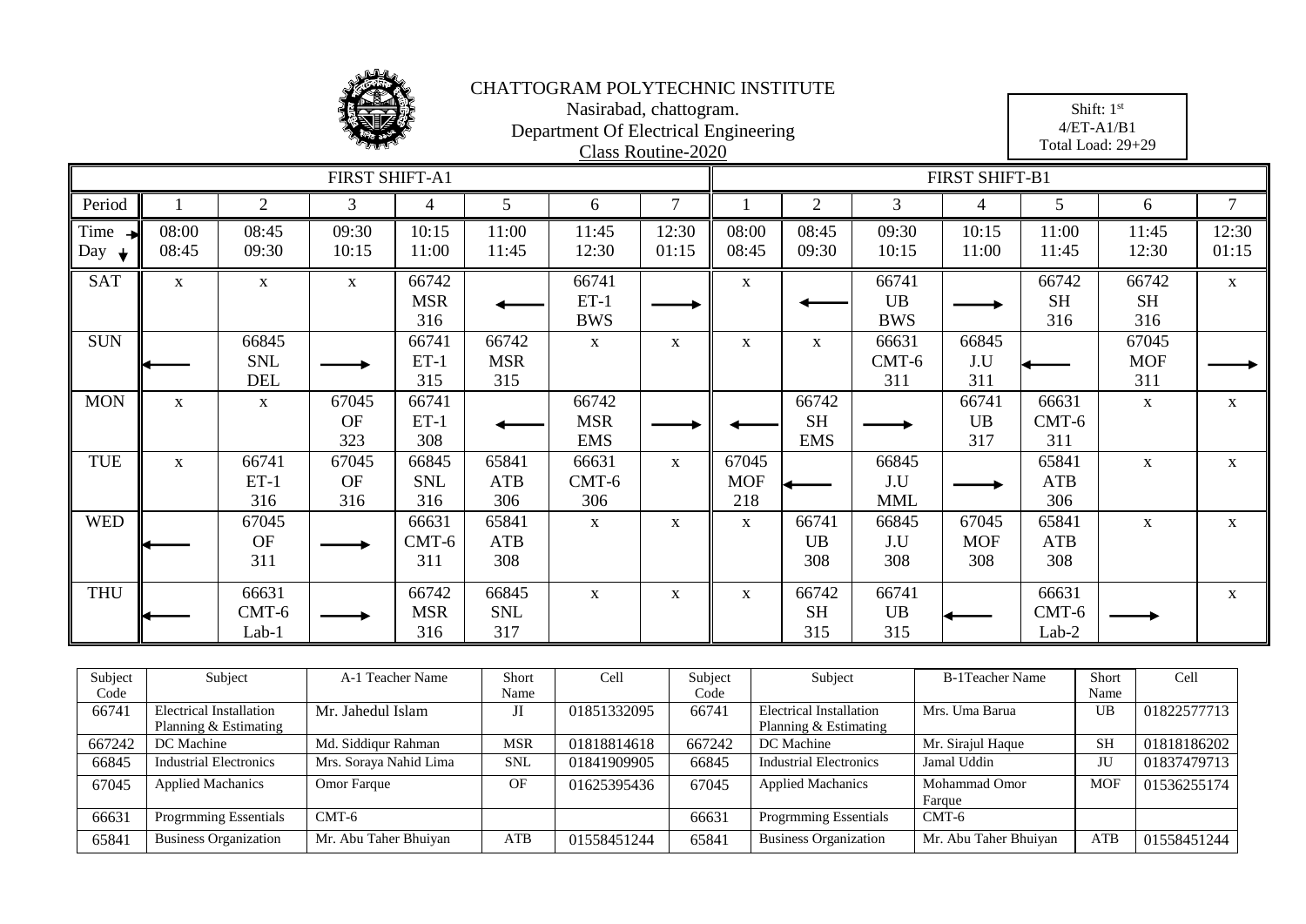# CHATTOGRAM POLYTECHNIC INSTITUTE

Nasirabad, chattogram.

Department Of Electrical Engineering

Class Routine-2020

Shift: 1st
4/ET-A1/B1
Total Load: 29+29

| | FIRST SHIFT-A1 | | | | | | | FIRST SHIFT-B1 | | | | | | |
|---|---|---|---|---|---|---|---|---|---|---|---|---|---|---|
| Period | 1 | 2 | 3 | 4 | 5 | 6 | 7 | 1 | 2 | 3 | 4 | 5 | 6 | 7 |
| Time → Day ↓ | 08:00 08:45 | 08:45 09:30 | 09:30 10:15 | 10:15 11:00 | 11:00 11:45 | 11:45 12:30 | 12:30 01:15 | 08:00 08:45 | 08:45 09:30 | 09:30 10:15 | 10:15 11:00 | 11:00 11:45 | 11:45 12:30 | 12:30 01:15 |
| SAT | x | x | x | 66742 MSR 316 | ← | 66741 ET-1 BWS | → | x | ← | 66741 UB BWS | → | 66742 SH 316 | 66742 SH 316 | x |
| SUN | ← | 66845 SNL DEL | → | 66741 ET-1 315 | 66742 MSR 315 | x | x | x | x | 66631 CMT-6 311 | 66845 J.U 311 | ← | 67045 MOF 311 | → |
| MON | x | x | 67045 OF 323 | 66741 ET-1 308 | ← | 66742 MSR EMS | → | ← | 66742 SH EMS | → | 66741 UB 317 | 66631 CMT-6 311 | x | x |
| TUE | x | 66741 ET-1 316 | 67045 OF 316 | 66845 SNL 316 | 65841 ATB 306 | 66631 CMT-6 306 | x | 67045 MOF 218 | ← | 66845 J.U MML | → | 65841 ATB 306 | x | x |
| WED | ← | 67045 OF 311 | → | 66631 CMT-6 311 | 65841 ATB 308 | x | x | x | 66741 UB 308 | 66845 J.U 308 | 67045 MOF 308 | 65841 ATB 308 | x | x |
| THU | ← | 66631 CMT-6 Lab-1 | → | 66742 MSR 316 | 66845 SNL 317 | x | x | x | 66742 SH 315 | 66741 UB 315 | ← | 66631 CMT-6 Lab-2 | → | x |

| Subject Code | Subject | A-1 Teacher Name | Short Name | Cell | Subject Code | Subject | B-1Teacher Name | Short Name | Cell |
|---|---|---|---|---|---|---|---|---|---|
| 66741 | Electrical Installation Planning & Estimating | Mr. Jahedul Islam | JI | 01851332095 | 66741 | Electrical Installation Planning & Estimating | Mrs. Uma Barua | UB | 01822577713 |
| 667242 | DC Machine | Md. Siddiqur Rahman | MSR | 01818814618 | 667242 | DC Machine | Mr. Sirajul Haque | SH | 01818186202 |
| 66845 | Industrial Electronics | Mrs. Soraya Nahid Lima | SNL | 01841909905 | 66845 | Industrial Electronics | Jamal Uddin | JU | 01837479713 |
| 67045 | Applied Machanics | Omor Farque | OF | 01625395436 | 67045 | Applied Machanics | Mohammad Omor Farque | MOF | 01536255174 |
| 66631 | Progrmming Essentials | CMT-6 | | | 66631 | Progrmming Essentials | CMT-6 | | |
| 65841 | Business Organization | Mr. Abu Taher Bhuiyan | ATB | 01558451244 | 65841 | Business Organization | Mr. Abu Taher Bhuiyan | ATB | 01558451244 |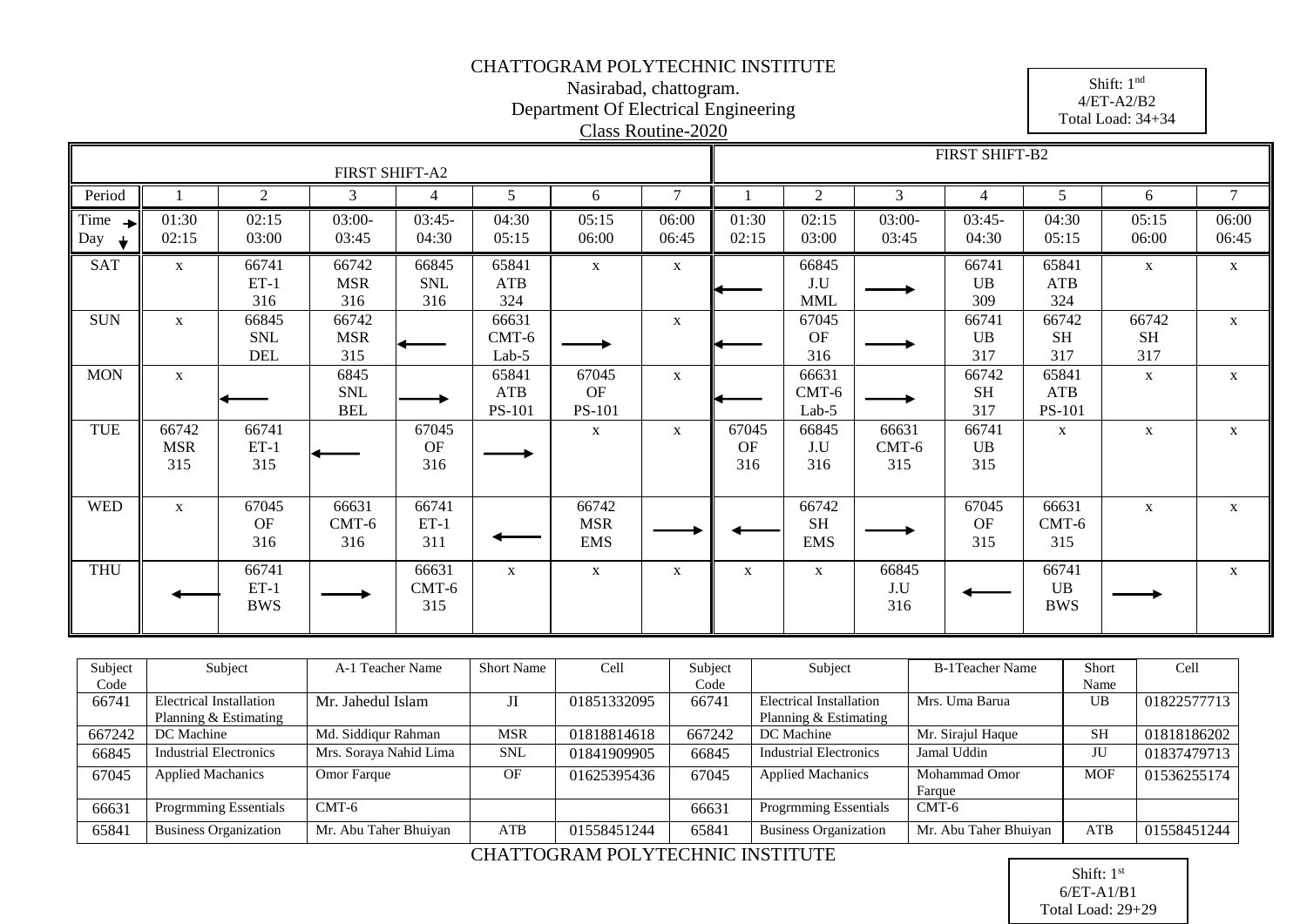# CHATTOGRAM POLYTECHNIC INSTITUTE

Nasirabad, chattogram.

Department Of Electrical Engineering

Class Routine-2020

Shift: 1st
4/ET-A2/B2
Total Load: 34+34

| | FIRST SHIFT-A2 | | | | | | | FIRST SHIFT-B2 | | | | | | |
|---|---|---|---|---|---|---|---|---|---|---|---|---|---|---|
| Period | 1 | 2 | 3 | 4 | 5 | 6 | 7 | 1 | 2 | 3 | 4 | 5 | 6 | 7 |
| Time → Day ↓ | 01:30 02:15 | 02:15 03:00 | 03:00- 03:45 | 03:45- 04:30 | 04:30 05:15 | 05:15 06:00 | 06:00 06:45 | 01:30 02:15 | 02:15 03:00 | 03:00- 03:45 | 03:45- 04:30 | 04:30 05:15 | 05:15 06:00 | 06:00 06:45 |
| SAT | x | 66741 ET-1 316 | 66742 MSR 316 | 66845 SNL 316 | 65841 ATB 324 | x | x | ← | 66845 J.U MML | → | 66741 UB 309 | 65841 ATB 324 | x | x |
| SUN | x | 66845 SNL DEL | 66742 MSR 315 | ← | 66631 CMT-6 Lab-5 | → | x | ← | 67045 OF 316 | → | 66741 UB 317 | 66742 SH 317 | 66742 SH 317 | x |
| MON | x | ← | 6845 SNL BEL | → | 65841 ATB PS-101 | 67045 OF PS-101 | x | ← | 66631 CMT-6 Lab-5 | → | 66742 SH 317 | 65841 ATB PS-101 | x | x |
| TUE | 66742 MSR 315 | 66741 ET-1 315 | ← | 67045 OF 316 | → | x | x | 67045 OF 316 | 66845 J.U 316 | 66631 CMT-6 315 | 66741 UB 315 | x | x | x |
| WED | x | 67045 OF 316 | 66631 CMT-6 316 | 66741 ET-1 311 | ← | 66742 MSR EMS | → | ← | 66742 SH EMS | → | 67045 OF 315 | 66631 CMT-6 315 | x | x |
| THU | ← | 66741 ET-1 BWS | → | 66631 CMT-6 315 | x | x | x | x | x | 66845 J.U 316 | ← | 66741 UB BWS | → | x |

| Subject Code | Subject | A-1 Teacher Name | Short Name | Cell | Subject Code | Subject | B-1Teacher Name | Short Name | Cell |
|---|---|---|---|---|---|---|---|---|---|
| 66741 | Electrical Installation Planning & Estimating | Mr. Jahedul Islam | JI | 01851332095 | 66741 | Electrical Installation Planning & Estimating | Mrs. Uma Barua | UB | 01822577713 |
| 667242 | DC Machine | Md. Siddiqur Rahman | MSR | 01818814618 | 667242 | DC Machine | Mr. Sirajul Haque | SH | 01818186202 |
| 66845 | Industrial Electronics | Mrs. Soraya Nahid Lima | SNL | 01841909905 | 66845 | Industrial Electronics | Jamal Uddin | JU | 01837479713 |
| 67045 | Applied Machanics | Omor Farque | OF | 01625395436 | 67045 | Applied Machanics | Mohammad Omor Farque | MOF | 01536255174 |
| 66631 | Progrmming Essentials | CMT-6 | | | 66631 | Progrmming Essentials | CMT-6 | | |
| 65841 | Business Organization | Mr. Abu Taher Bhuiyan | ATB | 01558451244 | 65841 | Business Organization | Mr. Abu Taher Bhuiyan | ATB | 01558451244 |

# CHATTOGRAM POLYTECHNIC INSTITUTE

Shift: 1st
6/ET-A1/B1
Total Load: 29+29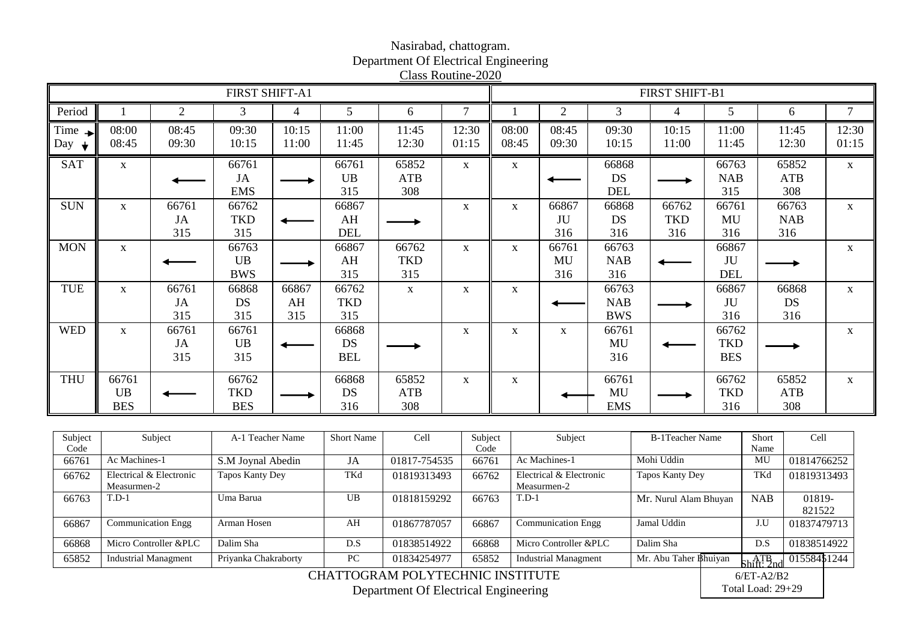Nasirabad, chattogram.
Department Of Electrical Engineering
Class Routine-2020

| | FIRST SHIFT-A1 | | | | | | | FIRST SHIFT-B1 | | | | | | |
|---|---|---|---|---|---|---|---|---|---|---|---|---|---|---|
| Period | 1 | 2 | 3 | 4 | 5 | 6 | 7 | 1 | 2 | 3 | 4 | 5 | 6 | 7 |
| Time → Day ↓ | 08:00 08:45 | 08:45 09:30 | 09:30 10:15 | 10:15 11:00 | 11:00 11:45 | 11:45 12:30 | 12:30 01:15 | 08:00 08:45 | 08:45 09:30 | 09:30 10:15 | 10:15 11:00 | 11:00 11:45 | 11:45 12:30 | 12:30 01:15 |
| SAT | x | ← | 66761 JA EMS | → | 66761 UB 315 | 65852 ATB 308 | x | x | ← | 66868 DS DEL | → | 66763 NAB 315 | 65852 ATB 308 | x |
| SUN | x | 66761 JA 315 | 66762 TKD 315 | ← | 66867 AH DEL | → | x | x | 66867 JU 316 | 66868 DS 316 | 66762 TKD 316 | 66761 MU 316 | 66763 NAB 316 | x |
| MON | x | ← | 66763 UB BWS | → | 66867 AH 315 | 66762 TKD 315 | x | x | 66761 MU 316 | 66763 NAB 316 | ← | 66867 JU DEL | → | x |
| TUE | x | 66761 JA 315 | 66868 DS 315 | 66867 AH 315 | 66762 TKD 315 | x | x | x | ← | 66763 NAB BWS | → | 66867 JU 316 | 66868 DS 316 | x |
| WED | x | 66761 JA 315 | 66761 UB 315 | ← | 66868 DS BEL | → | x | x | x | 66761 MU 316 | ← | 66762 TKD BES | → | x |
| THU | 66761 UB BES | ← | 66762 TKD BES | → | 66868 DS 316 | 65852 ATB 308 | x | x | ← | 66761 MU EMS | → | 66762 TKD 316 | 65852 ATB 308 | x |

| Subject Code | Subject | A-1 Teacher Name | Short Name | Cell | Subject Code | Subject | B-1Teacher Name | Short Name | Cell |
|---|---|---|---|---|---|---|---|---|---|
| 66761 | Ac Machines-1 | S.M Joynal Abedin | JA | 01817-754535 | 66761 | Ac Machines-1 | Mohi Uddin | MU | 01814766252 |
| 66762 | Electrical & Electronic Measurmen-2 | Tapos Kanty Dey | TKd | 01819313493 | 66762 | Electrical & Electronic Measurmen-2 | Tapos Kanty Dey | TKd | 01819313493 |
| 66763 | T.D-1 | Uma Barua | UB | 01818159292 | 66763 | T.D-1 | Mr. Nurul Alam Bhuyan | NAB | 01819-821522 |
| 66867 | Communication Engg | Arman Hosen | AH | 01867787057 | 66867 | Communication Engg | Jamal Uddin | J.U | 01837479713 |
| 66868 | Micro Controller &PLC | Dalim Sha | D.S | 01838514922 | 66868 | Micro Controller &PLC | Dalim Sha | D.S | 01838514922 |
| 65852 | Industrial Managment | Priyanka Chakraborty | PC | 01834254977 | 65852 | Industrial Managment | Mr. Abu Taher Bhuiyan | ATB | 01558451244 |

CHATTOGRAM POLYTECHNIC INSTITUTE
Department Of Electrical Engineering

Shift: 2nd
6/ET-A2/B2
Total Load: 29+29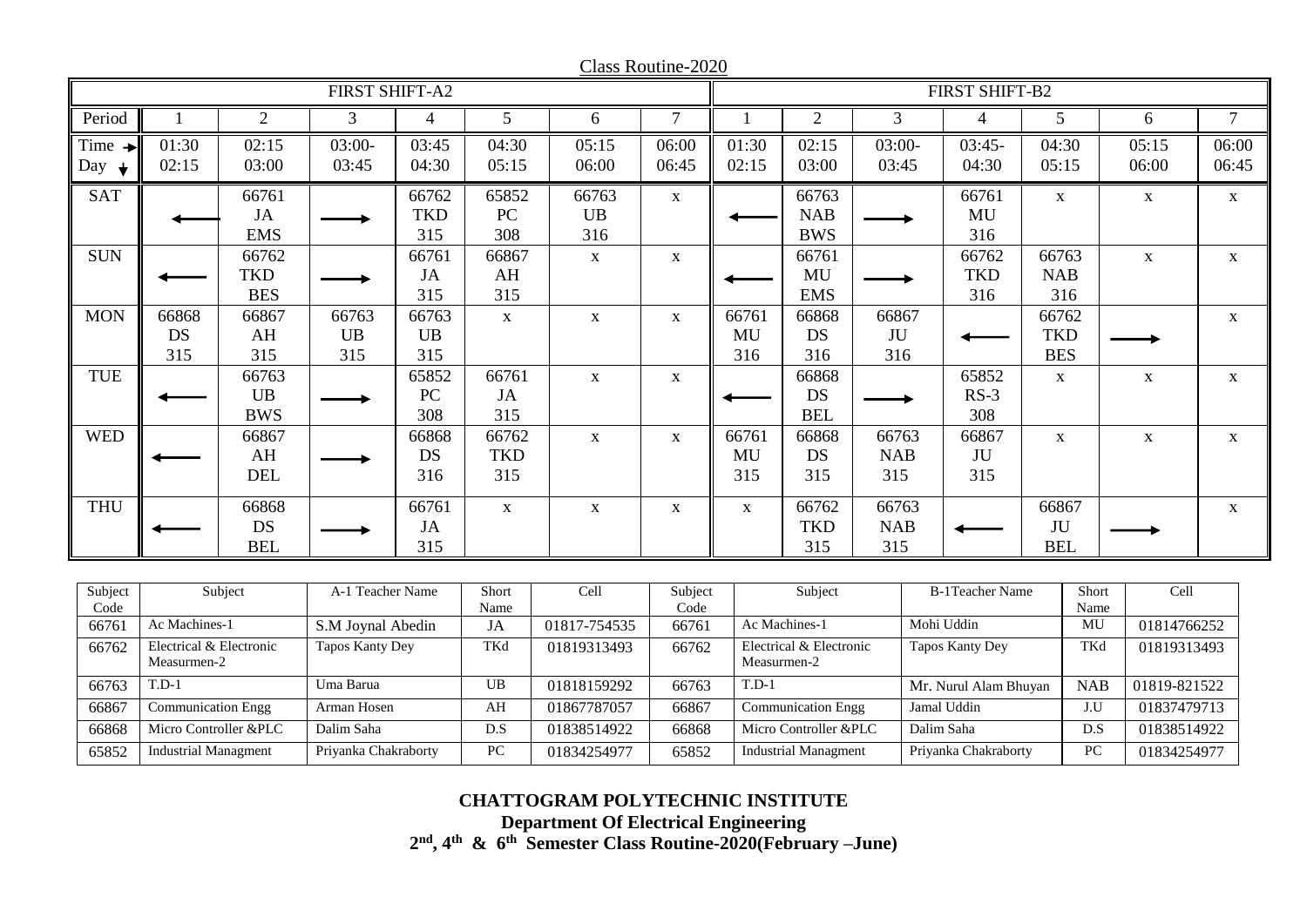Class Routine-2020

| | FIRST SHIFT-A2 | | | | | | | FIRST SHIFT-B2 | | | | | | |
|---|---|---|---|---|---|---|---|---|---|---|---|---|---|---|
| Period | 1 | 2 | 3 | 4 | 5 | 6 | 7 | 1 | 2 | 3 | 4 | 5 | 6 | 7 |
| Time → Day ↓ | 01:30 02:15 | 02:15 03:00 | 03:00- 03:45 | 03:45 04:30 | 04:30 05:15 | 05:15 06:00 | 06:00 06:45 | 01:30 02:15 | 02:15 03:00 | 03:00- 03:45 | 03:45- 04:30 | 04:30 05:15 | 05:15 06:00 | 06:00 06:45 |
| SAT | ← | 66761 JA EMS | → | 66762 TKD 315 | 65852 PC 308 | 66763 UB 316 | x | ← | 66763 NAB BWS | → | 66761 MU 316 | x | x | x |
| SUN | ← | 66762 TKD BES | → | 66761 JA 315 | 66867 AH 315 | x | x | ← | 66761 MU EMS | → | 66762 TKD 316 | 66763 NAB 316 | x | x |
| MON | 66868 DS 315 | 66867 AH 315 | 66763 UB 315 | 66763 UB 315 | x | x | x | 66761 MU 316 | 66868 DS 316 | 66867 JU 316 | ← | 66762 TKD BES | → | x |
| TUE | ← | 66763 UB BWS | → | 65852 PC 308 | 66761 JA 315 | x | x | ← | 66868 DS BEL | → | 65852 RS-3 308 | x | x | x |
| WED | ← | 66867 AH DEL | → | 66868 DS 316 | 66762 TKD 315 | x | x | 66761 MU 315 | 66868 DS 315 | 66763 NAB 315 | 66867 JU 315 | x | x | x |
| THU | ← | 66868 DS BEL | → | 66761 JA 315 | x | x | x | x | 66762 TKD 315 | 66763 NAB 315 | ← | 66867 JU BEL | → | x |

| Subject Code | Subject | A-1 Teacher Name | Short Name | Cell | Subject Code | Subject | B-1Teacher Name | Short Name | Cell |
|---|---|---|---|---|---|---|---|---|---|
| 66761 | Ac Machines-1 | S.M Joynal Abedin | JA | 01817-754535 | 66761 | Ac Machines-1 | Mohi Uddin | MU | 01814766252 |
| 66762 | Electrical & Electronic Measurmen-2 | Tapos Kanty Dey | TKd | 01819313493 | 66762 | Electrical & Electronic Measurmen-2 | Tapos Kanty Dey | TKd | 01819313493 |
| 66763 | T.D-1 | Uma Barua | UB | 01818159292 | 66763 | T.D-1 | Mr. Nurul Alam Bhuyan | NAB | 01819-821522 |
| 66867 | Communication Engg | Arman Hosen | AH | 01867787057 | 66867 | Communication Engg | Jamal Uddin | J.U | 01837479713 |
| 66868 | Micro Controller &PLC | Dalim Saha | D.S | 01838514922 | 66868 | Micro Controller &PLC | Dalim Saha | D.S | 01838514922 |
| 65852 | Industrial Managment | Priyanka Chakraborty | PC | 01834254977 | 65852 | Industrial Managment | Priyanka Chakraborty | PC | 01834254977 |

**CHATTOGRAM POLYTECHNIC INSTITUTE**
**Department Of Electrical Engineering**
**2nd, 4th & 6th Semester Class Routine-2020(February –June)**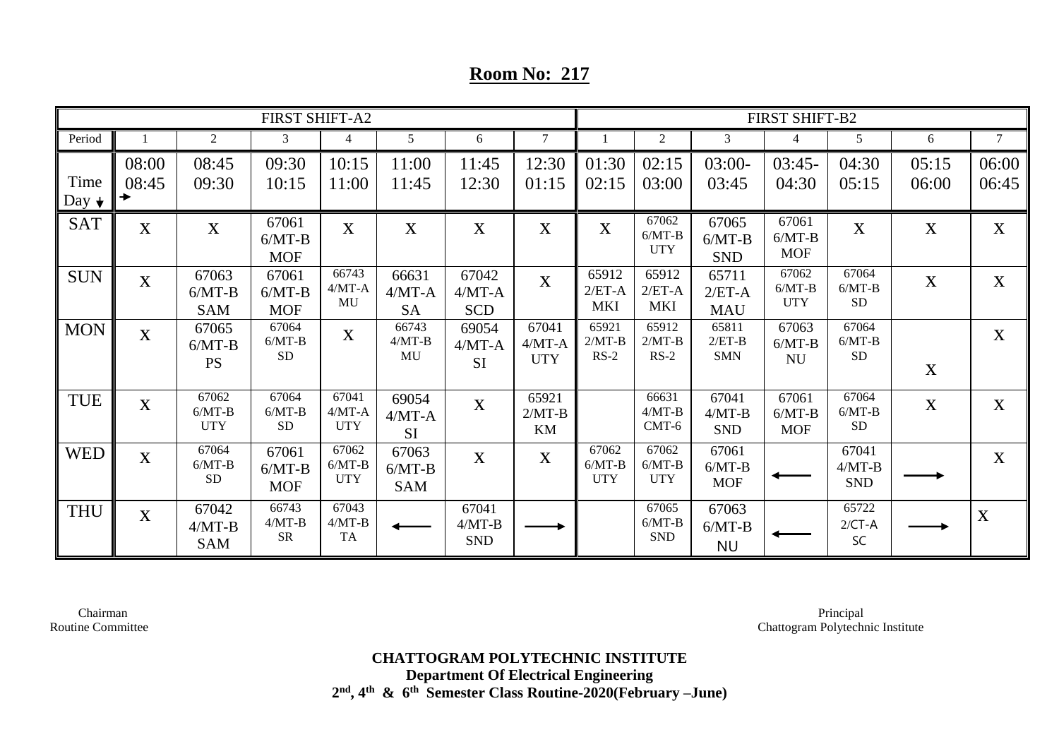## Room No: 217

| | FIRST SHIFT-A2 | | | | | | | FIRST SHIFT-B2 | | | | | | |
|---|---|---|---|---|---|---|---|---|---|---|---|---|---|---|
| Period | 1 | 2 | 3 | 4 | 5 | 6 | 7 | 1 | 2 | 3 | 4 | 5 | 6 | 7 |
| Time / Day | 08:00 08:45 | 08:45 09:30 | 09:30 10:15 | 10:15 11:00 | 11:00 11:45 | 11:45 12:30 | 12:30 01:15 | 01:30 02:15 | 02:15 03:00 | 03:00- 03:45 | 03:45- 04:30 | 04:30 05:15 | 05:15 06:00 | 06:00 06:45 |
| SAT | X | X | 67061 6/MT-B MOF | X | X | X | X | X | 67062 6/MT-B UTY | 67065 6/MT-B SND | 67061 6/MT-B MOF | X | X | X |
| SUN | X | 67063 6/MT-B SAM | 67061 6/MT-B MOF | 66743 4/MT-A MU | 66631 4/MT-A SA | 67042 4/MT-A SCD | X | 65912 2/ET-A MKI | 65912 2/ET-A MKI | 65711 2/ET-A MAU | 67062 6/MT-B UTY | 67064 6/MT-B SD | X | X |
| MON | X | 67065 6/MT-B PS | 67064 6/MT-B SD | X | 66743 4/MT-B MU | 69054 4/MT-A SI | 67041 4/MT-A UTY | 65921 2/MT-B RS-2 | 65912 2/MT-B RS-2 | 65811 2/ET-B SMN | 67063 6/MT-B NU | 67064 6/MT-B SD | X | X |
| TUE | X | 67062 6/MT-B UTY | 67064 6/MT-B SD | 67041 4/MT-A UTY | 69054 4/MT-A SI | X | 65921 2/MT-B KM | | 66631 4/MT-B CMT-6 | 67041 4/MT-B SND | 67061 6/MT-B MOF | 67064 6/MT-B SD | X | X |
| WED | X | 67064 6/MT-B SD | 67061 6/MT-B MOF | 67062 6/MT-B UTY | 67063 6/MT-B SAM | X | X | 67062 6/MT-B UTY | 67062 6/MT-B UTY | 67061 6/MT-B MOF | ⟵ | 67041 4/MT-B SND | ⟶ | X |
| THU | X | 67042 4/MT-B SAM | 66743 4/MT-B SR | 67043 4/MT-B TA | ⟵ | 67041 4/MT-B SND | ⟶ | | 67065 6/MT-B SND | 67063 6/MT-B NU | ⟵ | 65722 2/CT-A SC | ⟶ | X |

Chairman
Routine Committee

Principal
Chattogram Polytechnic Institute

**CHATTOGRAM POLYTECHNIC INSTITUTE**
**Department Of Electrical Engineering**
**2nd, 4th & 6th Semester Class Routine-2020(February –June)**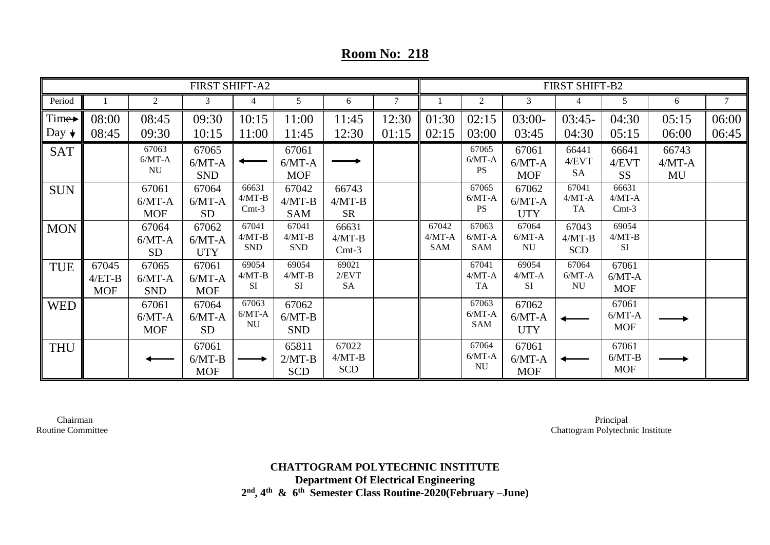## Room No: 218

| FIRST SHIFT-A2 | | | | | | | | FIRST SHIFT-B2 | | | | | | |
|---|---|---|---|---|---|---|---|---|---|---|---|---|---|---|
| Period | 1 | 2 | 3 | 4 | 5 | 6 | 7 | 1 | 2 | 3 | 4 | 5 | 6 | 7 |
| Time→ Day ↓ | 08:00 08:45 | 08:45 09:30 | 09:30 10:15 | 10:15 11:00 | 11:00 11:45 | 11:45 12:30 | 12:30 01:15 | 01:30 02:15 | 02:15 03:00 | 03:00- 03:45 | 03:45- 04:30 | 04:30 05:15 | 05:15 06:00 | 06:00 06:45 |
| SAT | | 67063 6/MT-A NU | 67065 6/MT-A SND | ← | 67061 6/MT-A MOF | → | | | 67065 6/MT-A PS | 67061 6/MT-A MOF | 66441 4/EVT SA | 66641 4/EVT SS | 66743 4/MT-A MU | |
| SUN | | 67061 6/MT-A MOF | 67064 6/MT-A SD | 66631 4/MT-B Cmt-3 | 67042 4/MT-B SAM | 66743 4/MT-B SR | | | 67065 6/MT-A PS | 67062 6/MT-A UTY | 67041 4/MT-A TA | 66631 4/MT-A Cmt-3 | | |
| MON | | 67064 6/MT-A SD | 67062 6/MT-A UTY | 67041 4/MT-B SND | 67041 4/MT-B SND | 66631 4/MT-B Cmt-3 | | 67042 4/MT-A SAM | 67063 6/MT-A SAM | 67064 6/MT-A NU | 67043 4/MT-B SCD | 69054 4/MT-B SI | | |
| TUE | 67045 4/ET-B MOF | 67065 6/MT-A SND | 67061 6/MT-A MOF | 69054 4/MT-B SI | 69054 4/MT-B SI | 69021 2/EVT SA | | | 67041 4/MT-A TA | 69054 4/MT-A SI | 67064 6/MT-A NU | 67061 6/MT-A MOF | | |
| WED | | 67061 6/MT-A MOF | 67064 6/MT-A SD | 67063 6/MT-A NU | 67062 6/MT-B SND | | | | 67063 6/MT-A SAM | 67062 6/MT-A UTY | ← | 67061 6/MT-A MOF | → | |
| THU | | ← | 67061 6/MT-B MOF | → | 65811 2/MT-B SCD | 67022 4/MT-B SCD | | | 67064 6/MT-A NU | 67061 6/MT-A MOF | ← | 67061 6/MT-B MOF | → | |

Chairman
Routine Committee

Principal
Chattogram Polytechnic Institute

**CHATTOGRAM POLYTECHNIC INSTITUTE**
**Department Of Electrical Engineering**
**2nd, 4th & 6th Semester Class Routine-2020(February –June)**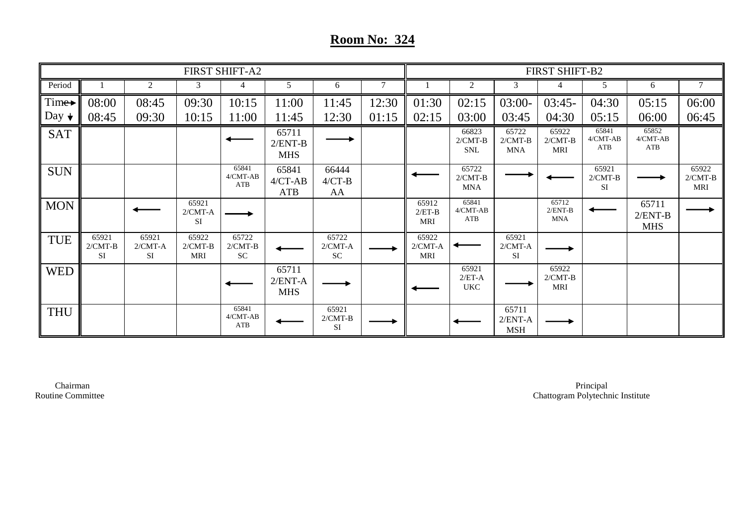## Room No: 324

| FIRST SHIFT-A2 | | | | | | | | FIRST SHIFT-B2 | | | | | | |
|---|---|---|---|---|---|---|---|---|---|---|---|---|---|---|
| Period | 1 | 2 | 3 | 4 | 5 | 6 | 7 | 1 | 2 | 3 | 4 | 5 | 6 | 7 |
| Time→ Day ↓ | 08:00 08:45 | 08:45 09:30 | 09:30 10:15 | 10:15 11:00 | 11:00 11:45 | 11:45 12:30 | 12:30 01:15 | 01:30 02:15 | 02:15 03:00 | 03:00- 03:45 | 03:45- 04:30 | 04:30 05:15 | 05:15 06:00 | 06:00 06:45 |
| SAT | | | | ← | 65711 2/ENT-B MHS | → | | | 66823 2/CMT-B SNL | 65722 2/CMT-B MNA | 65922 2/CMT-B MRI | 65841 4/CMT-AB ATB | 65852 4/CMT-AB ATB | |
| SUN | | | | 65841 4/CMT-AB ATB | 65841 4/CT-AB ATB | 66444 4/CT-B AA | | ← | 65722 2/CMT-B MNA | → | ← | 65921 2/CMT-B SI | → | 65922 2/CMT-B MRI |
| MON | | ← | 65921 2/CMT-A SI | → | | | | 65912 2/ET-B MRI | 65841 4/CMT-AB ATB | | 65712 2/ENT-B MNA | ← | 65711 2/ENT-B MHS | → |
| TUE | 65921 2/CMT-B SI | 65921 2/CMT-A SI | 65922 2/CMT-B MRI | 65722 2/CMT-B SC | ← | 65722 2/CMT-A SC | → | 65922 2/CMT-A MRI | ← | 65921 2/CMT-A SI | → | | | |
| WED | | | | ← | 65711 2/ENT-A MHS | → | | ← | 65921 2/ET-A UKC | → | 65922 2/CMT-B MRI | | | |
| THU | | | | 65841 4/CMT-AB ATB | ← | 65921 2/CMT-B SI | → | | ← | 65711 2/ENT-A MSH | → | | | |

Chairman
Routine Committee

Principal
Chattogram Polytechnic Institute